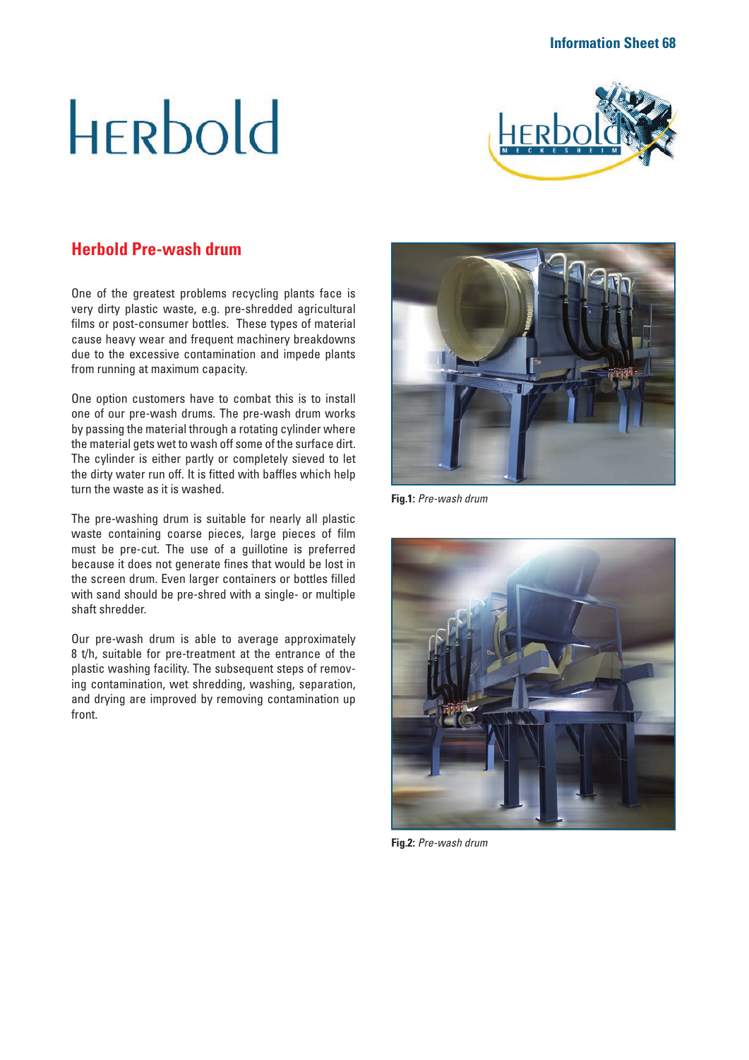# Herbold

## Herbold Pre-wash drum

One of the greatest problems recycling plants face is very dirty plastic waste, e.g. pre-shredded agricultural films or post-consumer bottles. These types of material cause heavy wear and frequent machinery breakdowns due to the excessive contamination and impede plants from running at maximum capacity.

One option customers have to combat this is to install one of our pre-wash drums. The pre-wash drum works by passing the material through a rotating cylinder where the material gets wet to wash off some of the surface dirt. The cylinder is either partly or completely sieved to let the dirty water run off. It is fitted with baffles which help turn the waste as it is washed.

The pre-washing drum is suitable for nearly all plastic waste containing coarse pieces, large pieces of film must be pre-cut. The use of a guillotine is preferred because it does not generate fines that would be lost in the screen drum. Even larger containers or bottles filled with sand should be pre-shred with a single- or multiple shaft shredder.

Our pre-wash drum is able to average approximately 8 t/h, suitable for pre-treatment at the entrance of the plastic washing facility. The subsequent steps of removing contamination, wet shredding, washing, separation, and drying are improved by removing contamination up front.

**Fig.1:** *Pre-wash drum*

**Fig.2:** *Pre-wash drum*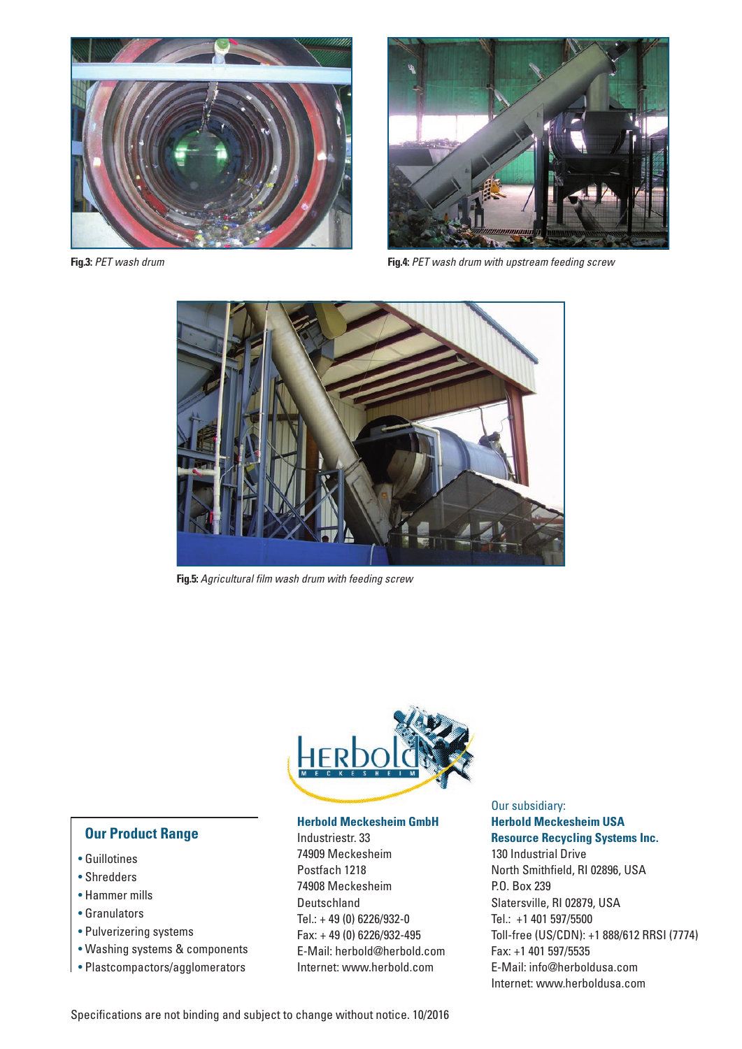**Fig.3:** *PET wash drum*

**Fig.4:** *PET wash drum with upstream feeding screw*

**Fig.5:** *Agricultural film wash drum with feeding screw*

## Our Product Range

- Guillotines
- Shredders
- Hammer mills
- Granulators
- Pulverizering systems
- Washing systems & components
- Plastcompactors/agglomerators

**Herbold Meckesheim GmbH**
Industriestr. 33
74909 Meckesheim
Postfach 1218
74908 Meckesheim
Deutschland
Tel.: + 49 (0) 6226/932-0
Fax: + 49 (0) 6226/932-495
E-Mail: herbold@herbold.com
Internet: www.herbold.com

Our subsidiary:
**Herbold Meckesheim USA**
**Resource Recycling Systems Inc.**
130 Industrial Drive
North Smithfield, RI 02896, USA
P.O. Box 239
Slatersville, RI 02879, USA
Tel.: +1 401 597/5500
Toll-free (US/CDN): +1 888/612 RRSI (7774)
Fax: +1 401 597/5535
E-Mail: info@herboldusa.com
Internet: www.herboldusa.com

Specifications are not binding and subject to change without notice. 10/2016